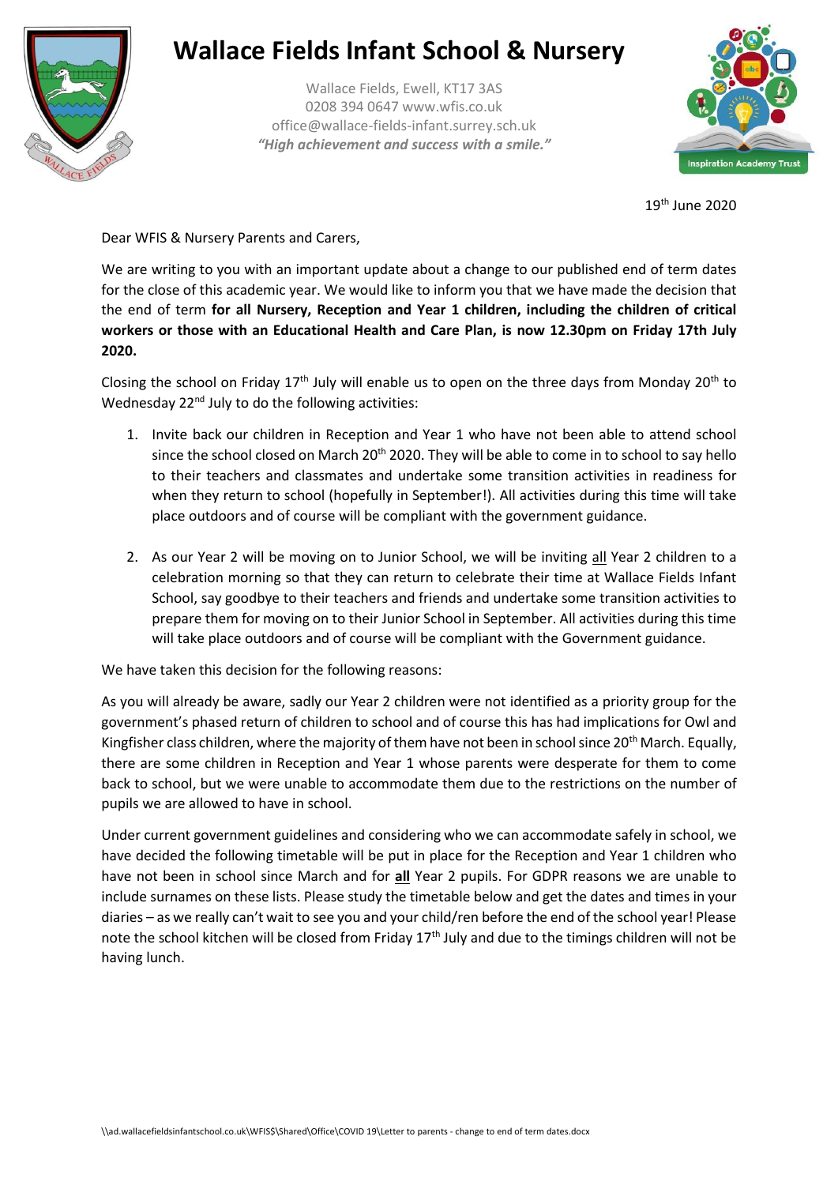# Wallace Fields Infant School & Nursery

Wallace Fields, Ewell, KT17 3AS
0208 394 0647 www.wfis.co.uk
office@wallace-fields-infant.surrey.sch.uk
*"High achievement and success with a smile."*

Inspiration Academy Trust

19th June 2020

Dear WFIS & Nursery Parents and Carers,

We are writing to you with an important update about a change to our published end of term dates for the close of this academic year. We would like to inform you that we have made the decision that the end of term **for all Nursery, Reception and Year 1 children, including the children of critical workers or those with an Educational Health and Care Plan, is now 12.30pm on Friday 17th July 2020.**

Closing the school on Friday 17th July will enable us to open on the three days from Monday 20th to Wednesday 22nd July to do the following activities:

1. Invite back our children in Reception and Year 1 who have not been able to attend school since the school closed on March 20th 2020. They will be able to come in to school to say hello to their teachers and classmates and undertake some transition activities in readiness for when they return to school (hopefully in September!). All activities during this time will take place outdoors and of course will be compliant with the government guidance.

2. As our Year 2 will be moving on to Junior School, we will be inviting <u>all</u> Year 2 children to a celebration morning so that they can return to celebrate their time at Wallace Fields Infant School, say goodbye to their teachers and friends and undertake some transition activities to prepare them for moving on to their Junior School in September. All activities during this time will take place outdoors and of course will be compliant with the Government guidance.

We have taken this decision for the following reasons:

As you will already be aware, sadly our Year 2 children were not identified as a priority group for the government's phased return of children to school and of course this has had implications for Owl and Kingfisher class children, where the majority of them have not been in school since 20th March. Equally, there are some children in Reception and Year 1 whose parents were desperate for them to come back to school, but we were unable to accommodate them due to the restrictions on the number of pupils we are allowed to have in school.

Under current government guidelines and considering who we can accommodate safely in school, we have decided the following timetable will be put in place for the Reception and Year 1 children who have not been in school since March and for **<u>all</u>** Year 2 pupils. For GDPR reasons we are unable to include surnames on these lists. Please study the timetable below and get the dates and times in your diaries – as we really can't wait to see you and your child/ren before the end of the school year! Please note the school kitchen will be closed from Friday 17th July and due to the timings children will not be having lunch.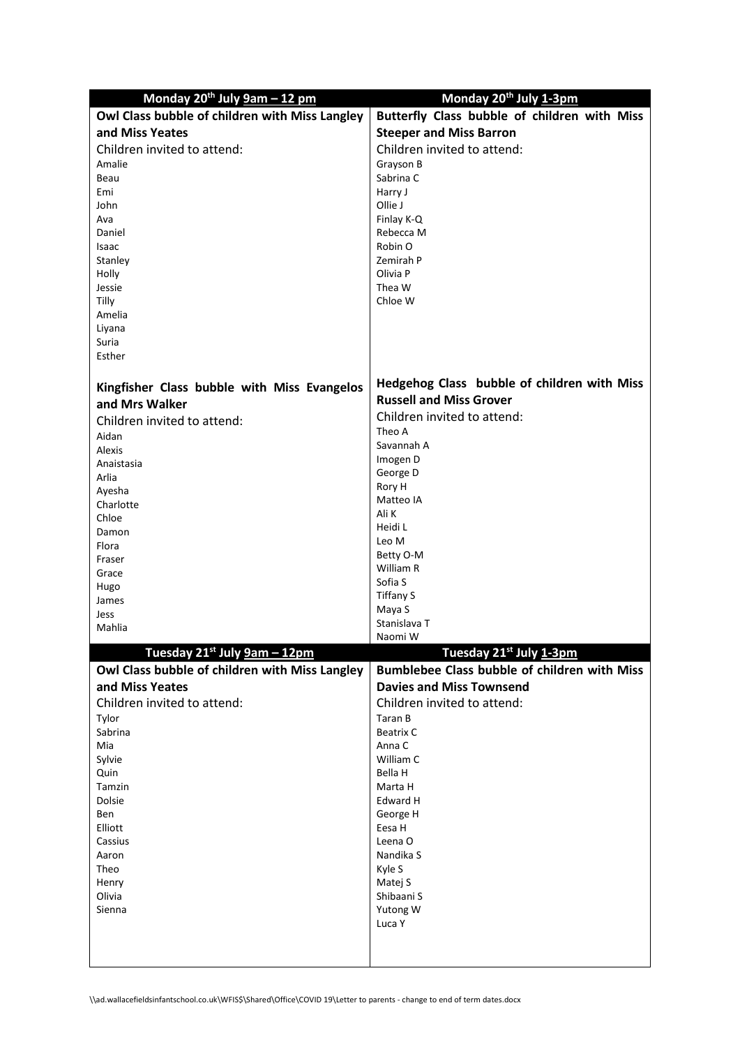| Monday 20th July 9am – 12 pm | Monday 20th July 1-3pm |
| --- | --- |
| **Owl Class bubble of children with Miss Langley and Miss Yeates**<br>Children invited to attend:<br>Amalie<br>Beau<br>Emi<br>John<br>Ava<br>Daniel<br>Isaac<br>Stanley<br>Holly<br>Jessie<br>Tilly<br>Amelia<br>Liyana<br>Suria<br>Esther | **Butterfly Class bubble of children with Miss Steeper and Miss Barron**<br>Children invited to attend:<br>Grayson B<br>Sabrina C<br>Harry J<br>Ollie J<br>Finlay K-Q<br>Rebecca M<br>Robin O<br>Zemirah P<br>Olivia P<br>Thea W<br>Chloe W |
| **Kingfisher Class bubble with Miss Evangelos and Mrs Walker**<br>Children invited to attend:<br>Aidan<br>Alexis<br>Anaistasia<br>Arlia<br>Ayesha<br>Charlotte<br>Chloe<br>Damon<br>Flora<br>Fraser<br>Grace<br>Hugo<br>James<br>Jess<br>Mahlia | **Hedgehog Class bubble of children with Miss Russell and Miss Grover**<br>Children invited to attend:<br>Theo A<br>Savannah A<br>Imogen D<br>George D<br>Rory H<br>Matteo IA<br>Ali K<br>Heidi L<br>Leo M<br>Betty O-M<br>William R<br>Sofia S<br>Tiffany S<br>Maya S<br>Stanislava T<br>Naomi W |
| **Tuesday 21st July 9am – 12pm** | **Tuesday 21st July 1-3pm** |
| **Owl Class bubble of children with Miss Langley and Miss Yeates**<br>Children invited to attend:<br>Tylor<br>Sabrina<br>Mia<br>Sylvie<br>Quin<br>Tamzin<br>Dolsie<br>Ben<br>Elliott<br>Cassius<br>Aaron<br>Theo<br>Henry<br>Olivia<br>Sienna | **Bumblebee Class bubble of children with Miss Davies and Miss Townsend**<br>Children invited to attend:<br>Taran B<br>Beatrix C<br>Anna C<br>William C<br>Bella H<br>Marta H<br>Edward H<br>George H<br>Eesa H<br>Leena O<br>Nandika S<br>Kyle S<br>Matej S<br>Shibaani S<br>Yutong W<br>Luca Y |

\\ad.wallacefieldsinfantschool.co.uk\WFIS$\Shared\Office\COVID 19\Letter to parents - change to end of term dates.docx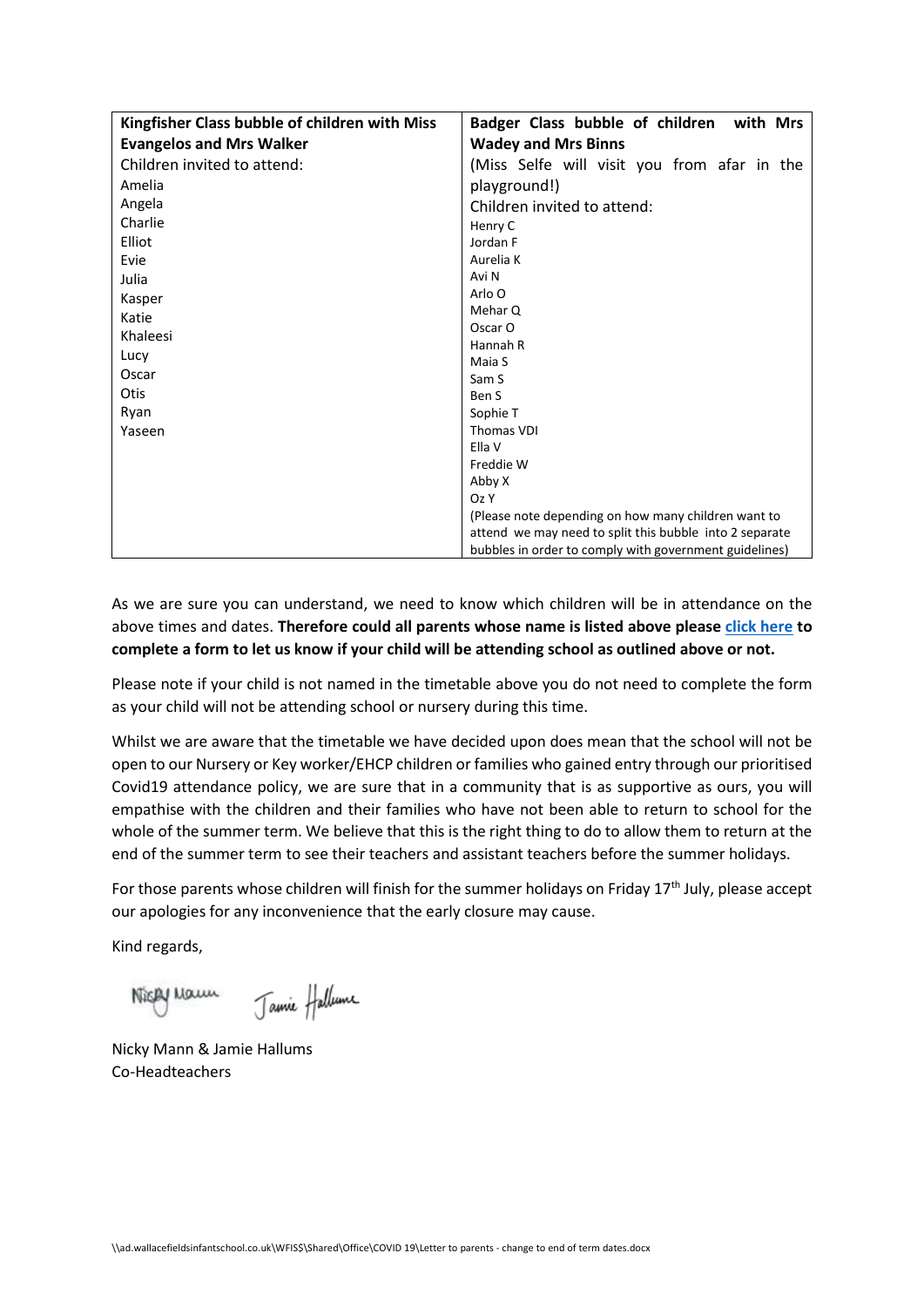| **Kingfisher Class bubble of children with Miss Evangelos and Mrs Walker** | **Badger Class bubble of children with Mrs Wadey and Mrs Binns** |
|---|---|
| Children invited to attend:<br>Amelia<br>Angela<br>Charlie<br>Elliot<br>Evie<br>Julia<br>Kasper<br>Katie<br>Khaleesi<br>Lucy<br>Oscar<br>Otis<br>Ryan<br>Yaseen | (Miss Selfe will visit you from afar in the playground!)<br>Children invited to attend:<br>Henry C<br>Jordan F<br>Aurelia K<br>Avi N<br>Arlo O<br>Mehar Q<br>Oscar O<br>Hannah R<br>Maia S<br>Sam S<br>Ben S<br>Sophie T<br>Thomas VDI<br>Ella V<br>Freddie W<br>Abby X<br>Oz Y<br>(Please note depending on how many children want to attend we may need to split this bubble into 2 separate bubbles in order to comply with government guidelines) |

As we are sure you can understand, we need to know which children will be in attendance on the above times and dates. **Therefore could all parents whose name is listed above please click here to complete a form to let us know if your child will be attending school as outlined above or not.**

Please note if your child is not named in the timetable above you do not need to complete the form as your child will not be attending school or nursery during this time.

Whilst we are aware that the timetable we have decided upon does mean that the school will not be open to our Nursery or Key worker/EHCP children or families who gained entry through our prioritised Covid19 attendance policy, we are sure that in a community that is as supportive as ours, you will empathise with the children and their families who have not been able to return to school for the whole of the summer term. We believe that this is the right thing to do to allow them to return at the end of the summer term to see their teachers and assistant teachers before the summer holidays.

For those parents whose children will finish for the summer holidays on Friday 17th July, please accept our apologies for any inconvenience that the early closure may cause.

Kind regards,

Nicky Mann & Jamie Hallums
Co-Headteachers